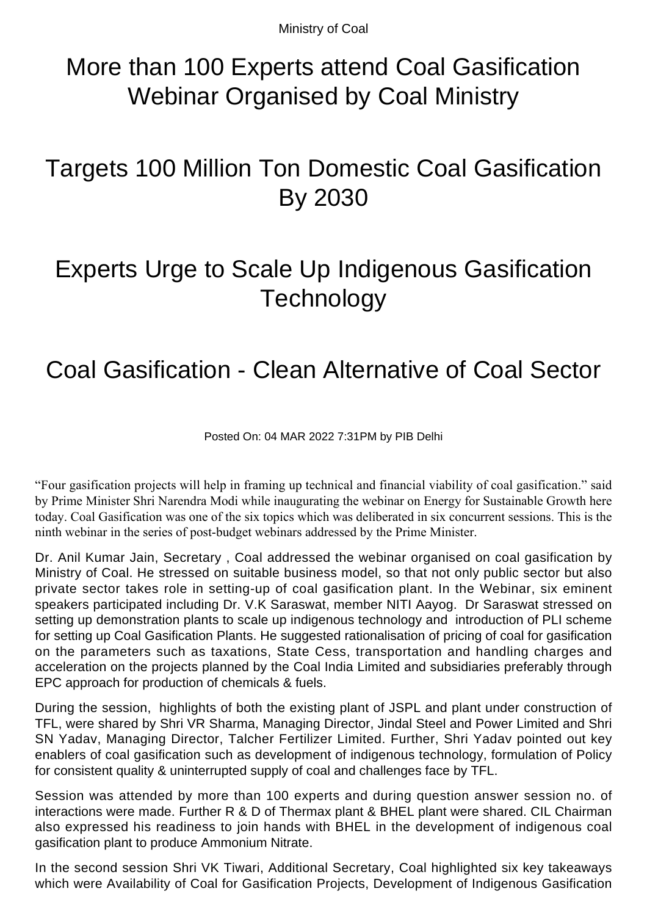Ministry of Coal

# More than 100 Experts attend Coal Gasification Webinar Organised by Coal Ministry

# Targets 100 Million Ton Domestic Coal Gasification By 2030

# Experts Urge to Scale Up Indigenous Gasification Technology

# Coal Gasification - Clean Alternative of Coal Sector

Posted On: 04 MAR 2022 7:31PM by PIB Delhi

"Four gasification projects will help in framing up technical and financial viability of coal gasification." said by Prime Minister Shri Narendra Modi while inaugurating the webinar on Energy for Sustainable Growth here today. Coal Gasification was one of the six topics which was deliberated in six concurrent sessions. This is the ninth webinar in the series of post-budget webinars addressed by the Prime Minister.

Dr. Anil Kumar Jain, Secretary , Coal addressed the webinar organised on coal gasification by Ministry of Coal. He stressed on suitable business model, so that not only public sector but also private sector takes role in setting-up of coal gasification plant. In the Webinar, six eminent speakers participated including Dr. V.K Saraswat, member NITI Aayog. Dr Saraswat stressed on setting up demonstration plants to scale up indigenous technology and introduction of PLI scheme for setting up Coal Gasification Plants. He suggested rationalisation of pricing of coal for gasification on the parameters such as taxations, State Cess, transportation and handling charges and acceleration on the projects planned by the Coal India Limited and subsidiaries preferably through EPC approach for production of chemicals & fuels.

During the session, highlights of both the existing plant of JSPL and plant under construction of TFL, were shared by Shri VR Sharma, Managing Director, Jindal Steel and Power Limited and Shri SN Yadav, Managing Director, Talcher Fertilizer Limited. Further, Shri Yadav pointed out key enablers of coal gasification such as development of indigenous technology, formulation of Policy for consistent quality & uninterrupted supply of coal and challenges face by TFL.

Session was attended by more than 100 experts and during question answer session no. of interactions were made. Further R & D of Thermax plant & BHEL plant were shared. CIL Chairman also expressed his readiness to join hands with BHEL in the development of indigenous coal gasification plant to produce Ammonium Nitrate.

In the second session Shri VK Tiwari, Additional Secretary, Coal highlighted six key takeaways which were Availability of Coal for Gasification Projects, Development of Indigenous Gasification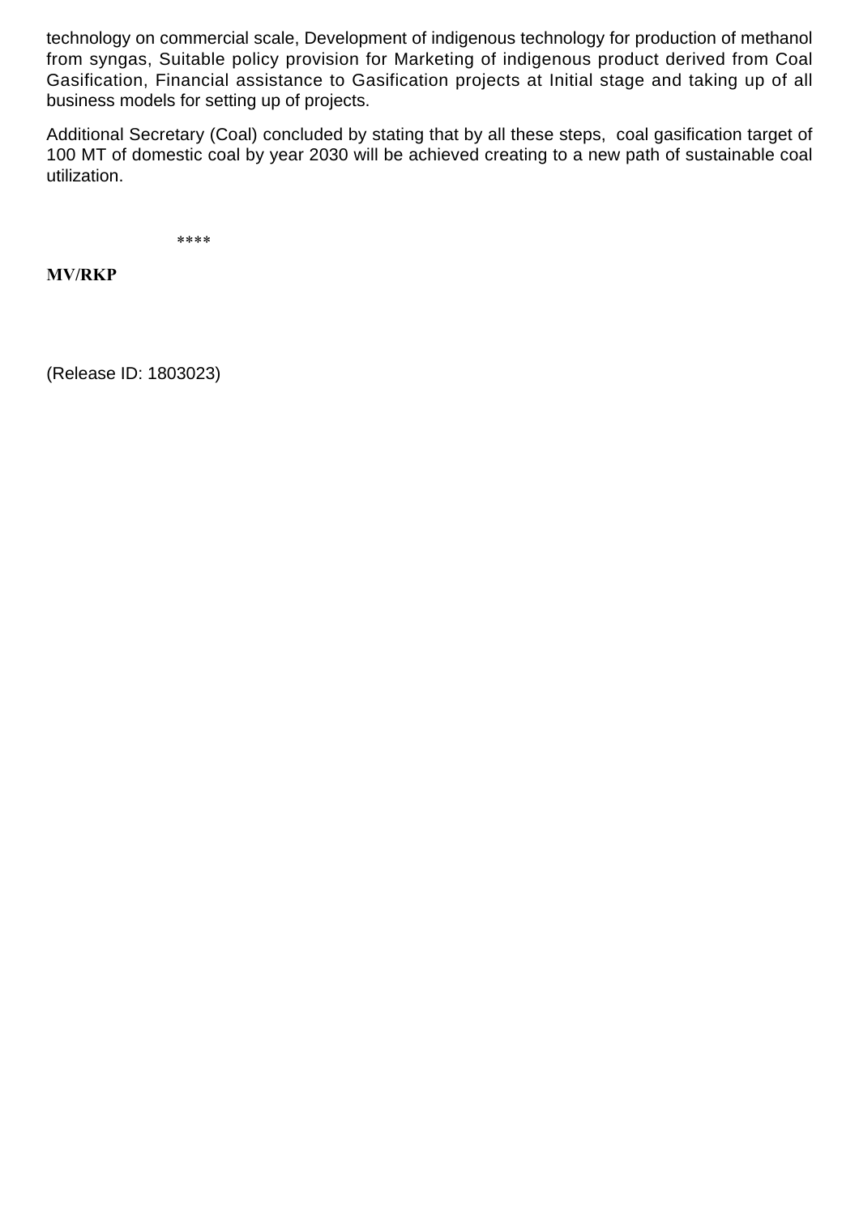technology on commercial scale, Development of indigenous technology for production of methanol from syngas, Suitable policy provision for Marketing of indigenous product derived from Coal Gasification, Financial assistance to Gasification projects at Initial stage and taking up of all business models for setting up of projects.

Additional Secretary (Coal) concluded by stating that by all these steps, coal gasification target of 100 MT of domestic coal by year 2030 will be achieved creating to a new path of sustainable coal utilization.

****

**MV/RKP**

(Release ID: 1803023)